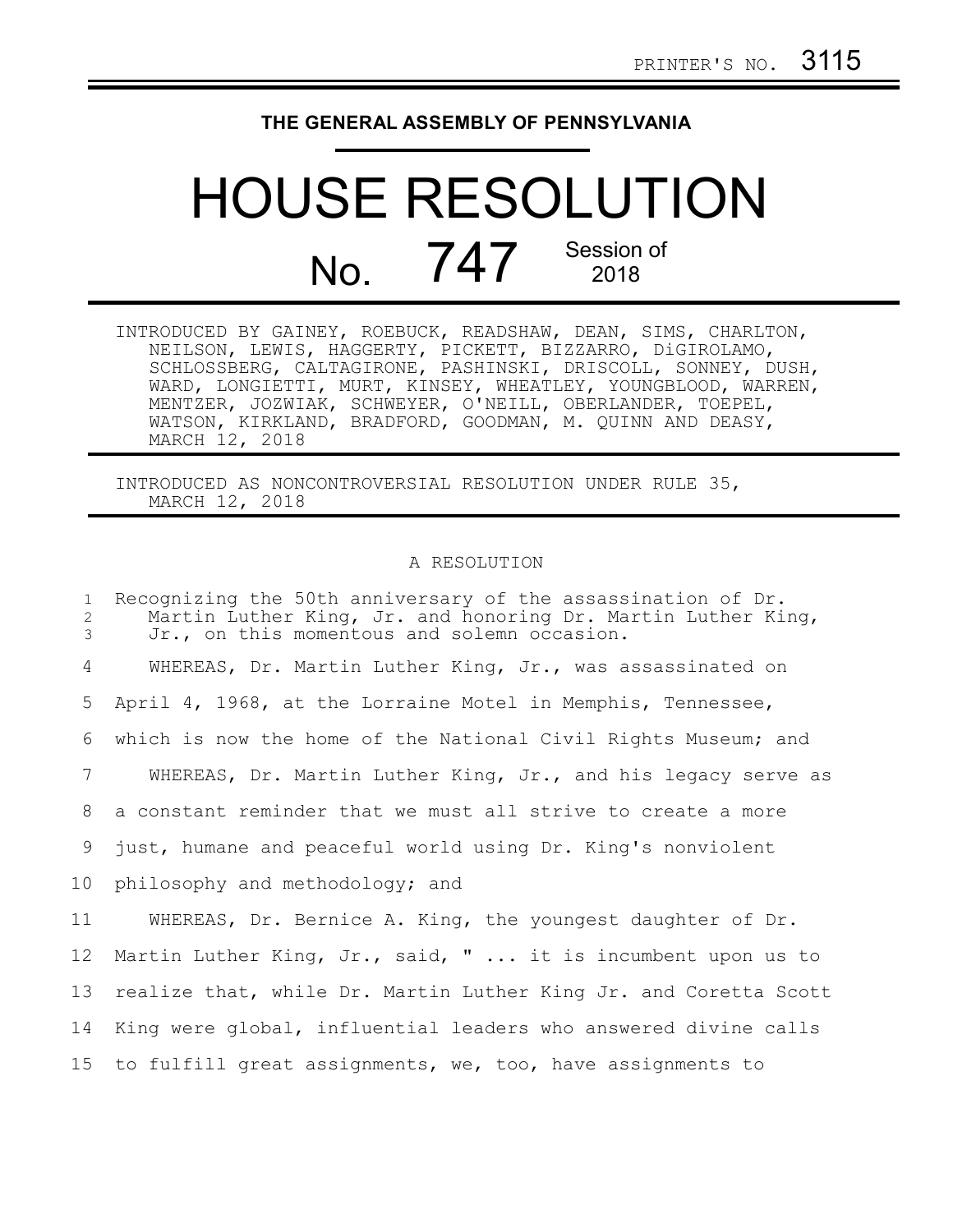PRINTER'S NO. 3115

**THE GENERAL ASSEMBLY OF PENNSYLVANIA**

# HOUSE RESOLUTION

## No. 747 Session of 2018

INTRODUCED BY GAINEY, ROEBUCK, READSHAW, DEAN, SIMS, CHARLTON, NEILSON, LEWIS, HAGGERTY, PICKETT, BIZZARRO, DiGIROLAMO, SCHLOSSBERG, CALTAGIRONE, PASHINSKI, DRISCOLL, SONNEY, DUSH, WARD, LONGIETTI, MURT, KINSEY, WHEATLEY, YOUNGBLOOD, WARREN, MENTZER, JOZWIAK, SCHWEYER, O'NEILL, OBERLANDER, TOEPEL, WATSON, KIRKLAND, BRADFORD, GOODMAN, M. QUINN AND DEASY, MARCH 12, 2018

INTRODUCED AS NONCONTROVERSIAL RESOLUTION UNDER RULE 35, MARCH 12, 2018

A RESOLUTION

Recognizing the 50th anniversary of the assassination of Dr. Martin Luther King, Jr. and honoring Dr. Martin Luther King, Jr., on this momentous and solemn occasion.

WHEREAS, Dr. Martin Luther King, Jr., was assassinated on April 4, 1968, at the Lorraine Motel in Memphis, Tennessee, which is now the home of the National Civil Rights Museum; and

WHEREAS, Dr. Martin Luther King, Jr., and his legacy serve as a constant reminder that we must all strive to create a more just, humane and peaceful world using Dr. King's nonviolent philosophy and methodology; and

WHEREAS, Dr. Bernice A. King, the youngest daughter of Dr. Martin Luther King, Jr., said, " ... it is incumbent upon us to realize that, while Dr. Martin Luther King Jr. and Coretta Scott King were global, influential leaders who answered divine calls to fulfill great assignments, we, too, have assignments to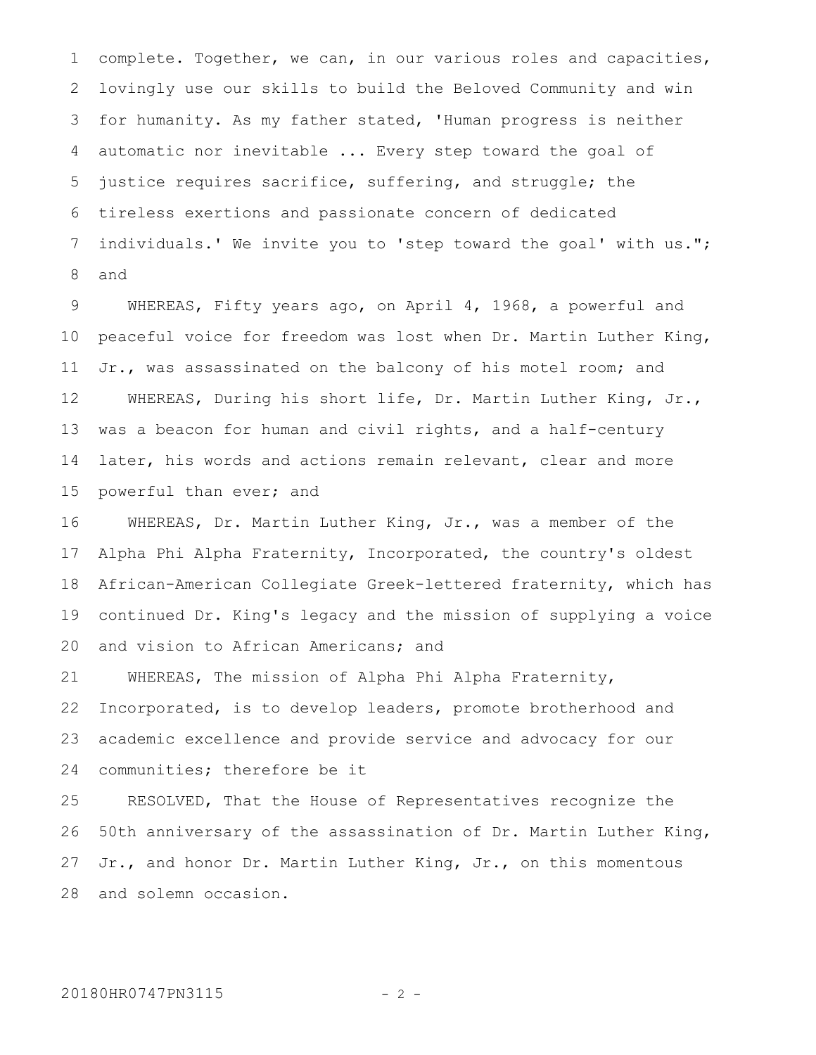complete. Together, we can, in our various roles and capacities, lovingly use our skills to build the Beloved Community and win for humanity. As my father stated, 'Human progress is neither automatic nor inevitable ... Every step toward the goal of justice requires sacrifice, suffering, and struggle; the tireless exertions and passionate concern of dedicated individuals.' We invite you to 'step toward the goal' with us."; and

WHEREAS, Fifty years ago, on April 4, 1968, a powerful and peaceful voice for freedom was lost when Dr. Martin Luther King, Jr., was assassinated on the balcony of his motel room; and

WHEREAS, During his short life, Dr. Martin Luther King, Jr., was a beacon for human and civil rights, and a half-century later, his words and actions remain relevant, clear and more powerful than ever; and

WHEREAS, Dr. Martin Luther King, Jr., was a member of the Alpha Phi Alpha Fraternity, Incorporated, the country's oldest African-American Collegiate Greek-lettered fraternity, which has continued Dr. King's legacy and the mission of supplying a voice and vision to African Americans; and

WHEREAS, The mission of Alpha Phi Alpha Fraternity, Incorporated, is to develop leaders, promote brotherhood and academic excellence and provide service and advocacy for our communities; therefore be it

RESOLVED, That the House of Representatives recognize the 50th anniversary of the assassination of Dr. Martin Luther King, Jr., and honor Dr. Martin Luther King, Jr., on this momentous and solemn occasion.